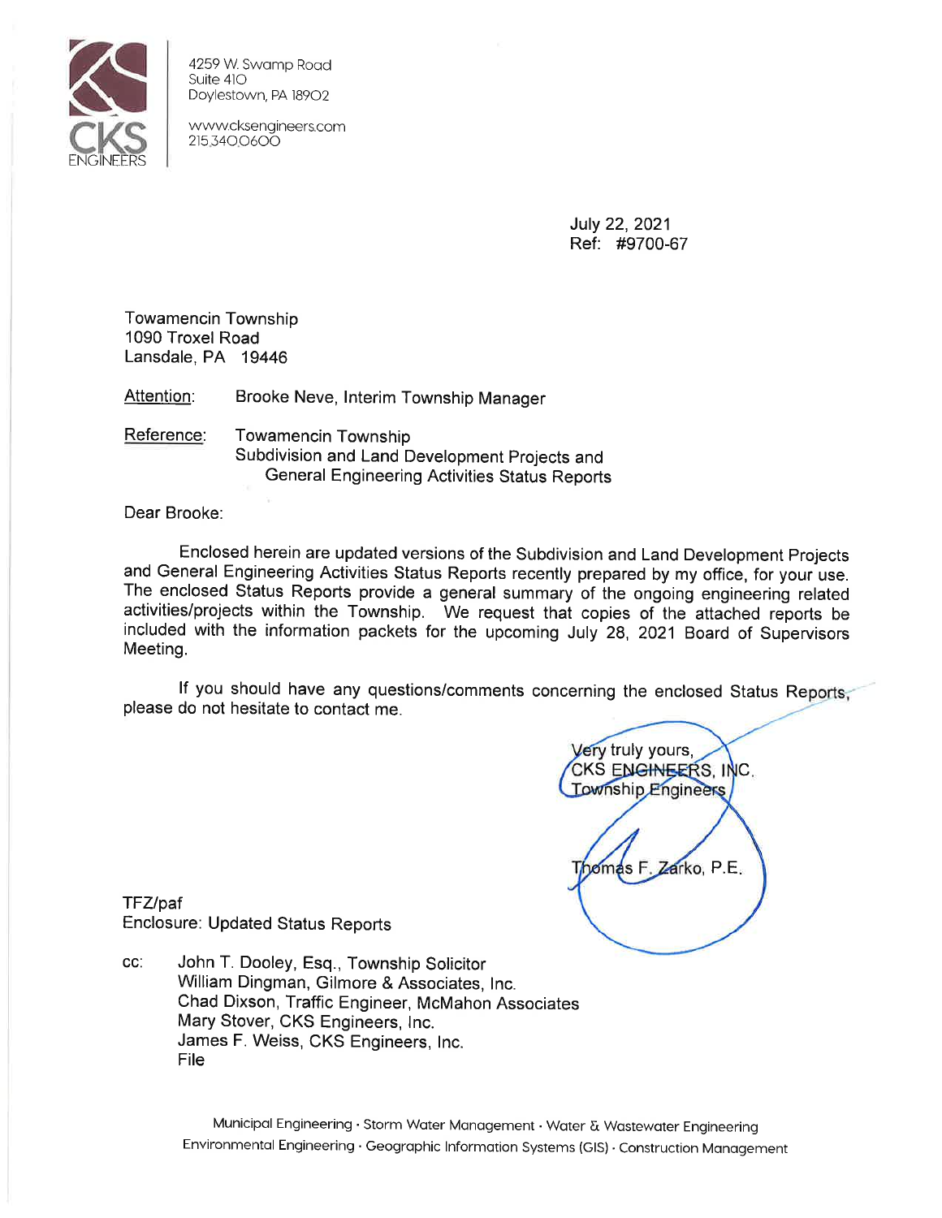CKS ENGINEERS

4259 W. Swamp Road
Suite 410
Doylestown, PA 18902

www.cksengineers.com
215.340.0600

July 22, 2021
Ref: #9700-67

Towamencin Township
1090 Troxel Road
Lansdale, PA 19446

Attention: Brooke Neve, Interim Township Manager

Reference: Towamencin Township
Subdivision and Land Development Projects and
General Engineering Activities Status Reports

Dear Brooke:

Enclosed herein are updated versions of the Subdivision and Land Development Projects and General Engineering Activities Status Reports recently prepared by my office, for your use. The enclosed Status Reports provide a general summary of the ongoing engineering related activities/projects within the Township. We request that copies of the attached reports be included with the information packets for the upcoming July 28, 2021 Board of Supervisors Meeting.

If you should have any questions/comments concerning the enclosed Status Reports, please do not hesitate to contact me.

Very truly yours,
CKS ENGINEERS, INC.
Township Engineers

Thomas F. Zarko, P.E.

TFZ/paf
Enclosure: Updated Status Reports

cc: John T. Dooley, Esq., Township Solicitor
William Dingman, Gilmore & Associates, Inc.
Chad Dixson, Traffic Engineer, McMahon Associates
Mary Stover, CKS Engineers, Inc.
James F. Weiss, CKS Engineers, Inc.
File

Municipal Engineering · Storm Water Management · Water & Wastewater Engineering
Environmental Engineering · Geographic Information Systems (GIS) · Construction Management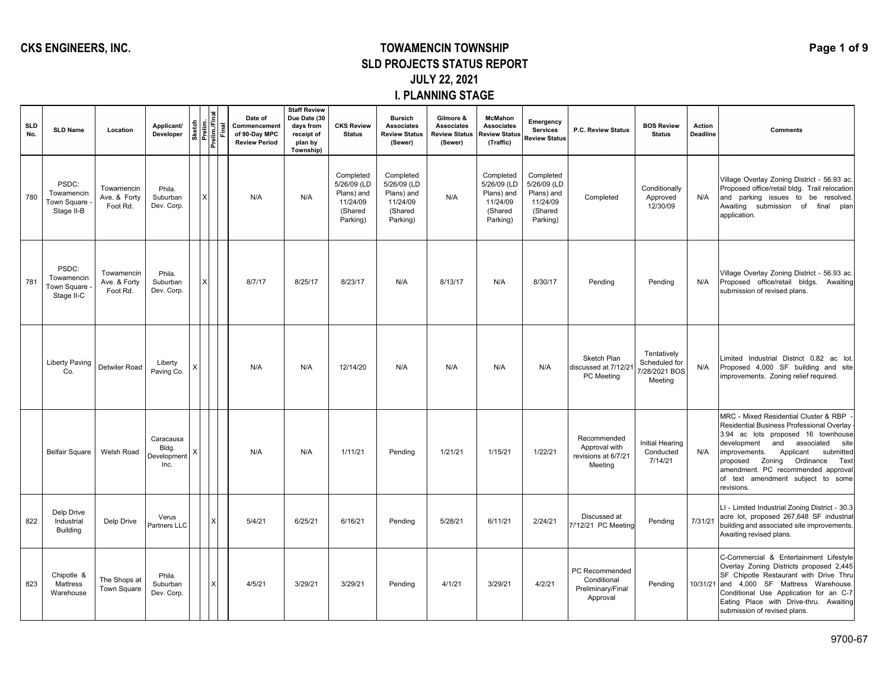**CKS ENGINEERS, INC.**

# TOWAMENCIN TOWNSHIP
## SLD PROJECTS STATUS REPORT
## JULY 22, 2021
## I. PLANNING STAGE

| SLD No. | SLD Name | Location | Applicant/ Developer | Sketch | Prelim. | Prelim./Final | Final | Date of Commencement of 90-Day MPC Review Period | Staff Review Due Date (30 days from receipt of plan by Township) | CKS Review Status | Bursich Associates Review Status (Sewer) | Gilmore & Associates Review Status (Sewer) | McMahon Associates Review Status (Traffic) | Emergency Services Review Status | P.C. Review Status | BOS Review Status | Action Deadline | Comments |
|---|---|---|---|---|---|---|---|---|---|---|---|---|---|---|---|---|---|---|
| 780 | PSDC: Towamencin Town Square - Stage II-B | Towamencin Ave. & Forty Foot Rd. | Phila. Suburban Dev. Corp. | | X | | | N/A | N/A | Completed 5/26/09 (LD Plans) and 11/24/09 (Shared Parking) | Completed 5/26/09 (LD Plans) and 11/24/09 (Shared Parking) | N/A | Completed 5/26/09 (LD Plans) and 11/24/09 (Shared Parking) | Completed 5/26/09 (LD Plans) and 11/24/09 (Shared Parking) | Completed | Conditionally Approved 12/30/09 | N/A | Village Overlay Zoning District - 56.93 ac. Proposed office/retail bldg. Trail relocation and parking issues to be resolved. Awaiting submission of final plan application. |
| 781 | PSDC: Towamencin Town Square - Stage II-C | Towamencin Ave. & Forty Foot Rd. | Phila. Suburban Dev. Corp. | | X | | | 8/7/17 | 8/25/17 | 8/23/17 | N/A | 8/13/17 | N/A | 8/30/17 | Pending | Pending | N/A | Village Overlay Zoning District - 56.93 ac. Proposed office/retail bldgs. Awaiting submission of revised plans. |
| | Liberty Paving Co. | Detwiler Road | Liberty Paving Co. | X | | | | N/A | N/A | 12/14/20 | N/A | N/A | N/A | N/A | Sketch Plan discussed at 7/12/21 PC Meeting | Tentatively Scheduled for 7/28/2021 BOS Meeting | N/A | Limited Industrial District 0.82 ac lot. Proposed 4,000 SF building and site improvements. Zoning relief required. |
| | Belfair Square | Welsh Road | Caracausa Bldg. Development Inc. | X | | | | N/A | N/A | 1/11/21 | Pending | 1/21/21 | 1/15/21 | 1/22/21 | Recommended Approval with revisions at 6/7/21 Meeting | Initial Hearing Conducted 7/14/21 | N/A | MRC - Mixed Residential Cluster & RBP - Residential Business Professional Overlay - 3.94 ac lots proposed 16 townhouse development and associated site improvements. Applicant submitted proposed Zoning Ordinance Text amendment. PC recommended approval of text amendment subject to some revisions. |
| 822 | Delp Drive Industrial Building | Delp Drive | Verus Partners LLC | | | X | | 5/4/21 | 6/25/21 | 6/16/21 | Pending | 5/28/21 | 6/11/21 | 2/24/21 | Discussed at 7/'12/21 PC Meeting | Pending | 7/31/21 | LI - Limited Industrial Zoning District - 30.3 acre lot, proposed 267,648 SF industrial building and associated site improvements. Awaiting revised plans. |
| 823 | Chipotle & Mattress Warehouse | The Shops at Town Square | Phila. Suburban Dev. Corp. | | | X | | 4/5/21 | 3/29/21 | 3/29/21 | Pending | 4/1/21 | 3/29/21 | 4/2/21 | PC Recommended Conditional Preliminary/Final Approval | Pending | 10/31/21 | C-Commercial & Entertainment Lifestyle Overlay Zoning Districts proposed 2,445 SF Chipotle Restaurant with Drive Thru and 4,000 SF Mattress Warehouse. Conditional Use Application for an C-7 Eating Place with Drive-thru. Awaiting submission of revised plans. |

9700-67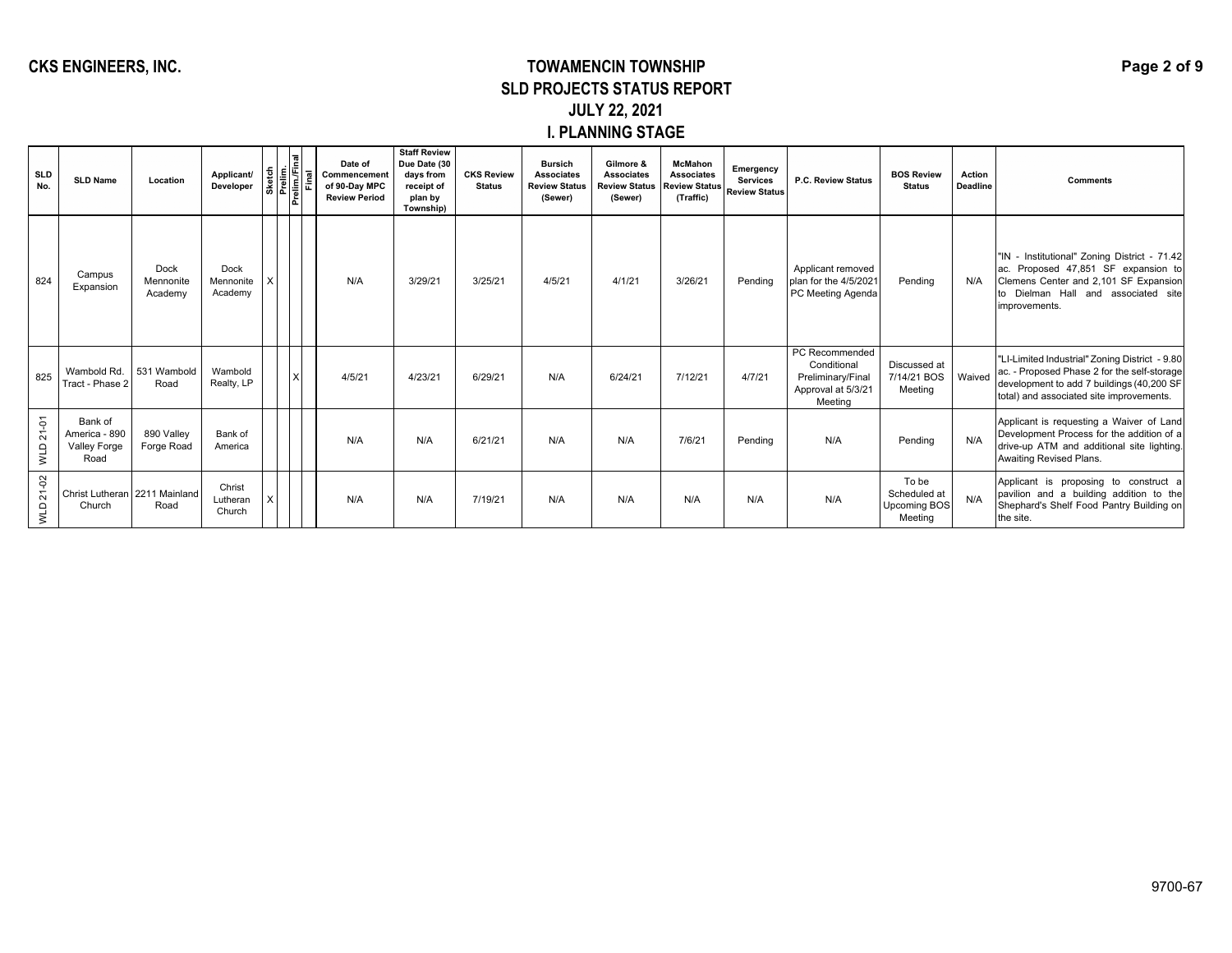CKS ENGINEERS, INC.

# TOWAMENCIN TOWNSHIP
## SLD PROJECTS STATUS REPORT
## JULY 22, 2021
## I. PLANNING STAGE

| SLD No. | SLD Name | Location | Applicant/ Developer | Sketch | Prelim. | Prelim./Final | Final | Date of Commencement of 90-Day MPC Review Period | Staff Review Due Date (30 days from receipt of plan by Township) | CKS Review Status | Bursich Associates Review Status (Sewer) | Gilmore & Associates Review Status (Sewer) | McMahon Associates Review Status (Traffic) | Emergency Services Review Status | P.C. Review Status | BOS Review Status | Action Deadline | Comments |
|---|---|---|---|---|---|---|---|---|---|---|---|---|---|---|---|---|---|---|
| 824 | Campus Expansion | Dock Mennonite Academy | Dock Mennonite Academy | X | | | | N/A | 3/29/21 | 3/25/21 | 4/5/21 | 4/1/21 | 3/26/21 | Pending | Applicant removed plan for the 4/5/2021 PC Meeting Agenda | Pending | N/A | "IN - Institutional" Zoning District - 71.42 ac. Proposed 47,851 SF expansion to Clemens Center and 2,101 SF Expansion to Dielman Hall and associated site improvements. |
| 825 | Wambold Rd. Tract - Phase 2 | 531 Wambold Road | Wambold Realty, LP | | | X | | 4/5/21 | 4/23/21 | 6/29/21 | N/A | 6/24/21 | 7/12/21 | 4/7/21 | PC Recommended Conditional Preliminary/Final Approval at 5/3/21 Meeting | Discussed at 7/14/21 BOS Meeting | Waived | "LI-Limited Industrial" Zoning District - 9.80 ac. - Proposed Phase 2 for the self-storage development to add 7 buildings (40,200 SF total) and associated site improvements. |
| WLD 21-01 | Bank of America - 890 Valley Forge Road | 890 Valley Forge Road | Bank of America | | | | | N/A | N/A | 6/21/21 | N/A | N/A | 7/6/21 | Pending | N/A | Pending | N/A | Applicant is requesting a Waiver of Land Development Process for the addition of a drive-up ATM and additional site lighting. Awaiting Revised Plans. |
| WLD 21-02 | Christ Lutheran Church | 2211 Mainland Road | Christ Lutheran Church | X | | | | N/A | N/A | 7/19/21 | N/A | N/A | N/A | N/A | N/A | To be Scheduled at Upcoming BOS Meeting | N/A | Applicant is proposing to construct a pavilion and a building addition to the Shephard's Shelf Food Pantry Building on the site. |

9700-67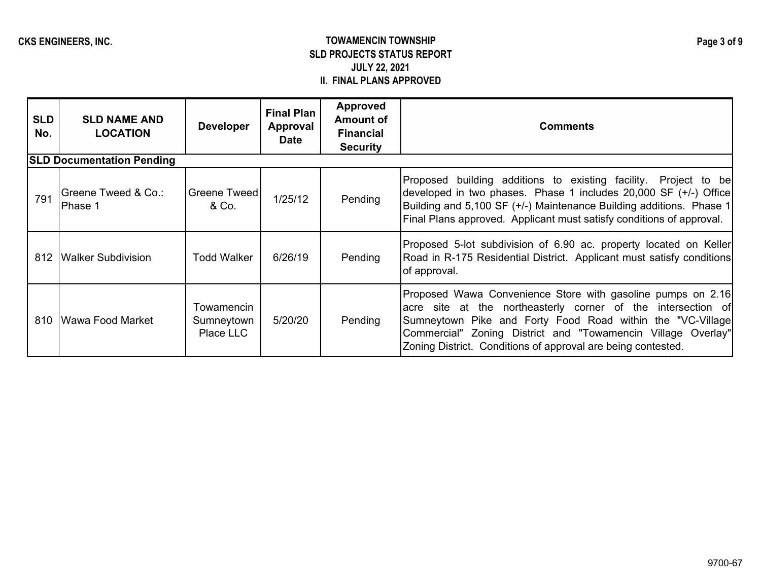## TOWAMENCIN TOWNSHIP
## SLD PROJECTS STATUS REPORT
## JULY 22, 2021
## II. FINAL PLANS APPROVED

| SLD No. | SLD NAME AND LOCATION | Developer | Final Plan Approval Date | Approved Amount of Financial Security | Comments |
|---|---|---|---|---|---|
| **SLD Documentation Pending** | | | | | |
| 791 | Greene Tweed & Co.: Phase 1 | Greene Tweed & Co. | 1/25/12 | Pending | Proposed building additions to existing facility. Project to be developed in two phases. Phase 1 includes 20,000 SF (+/-) Office Building and 5,100 SF (+/-) Maintenance Building additions. Phase 1 Final Plans approved. Applicant must satisfy conditions of approval. |
| 812 | Walker Subdivision | Todd Walker | 6/26/19 | Pending | Proposed 5-lot subdivision of 6.90 ac. property located on Keller Road in R-175 Residential District. Applicant must satisfy conditions of approval. |
| 810 | Wawa Food Market | Towamencin Sumneytown Place LLC | 5/20/20 | Pending | Proposed Wawa Convenience Store with gasoline pumps on 2.16 acre site at the northeasterly corner of the intersection of Sumneytown Pike and Forty Food Road within the "VC-Village Commercial" Zoning District and "Towamencin Village Overlay" Zoning District. Conditions of approval are being contested. |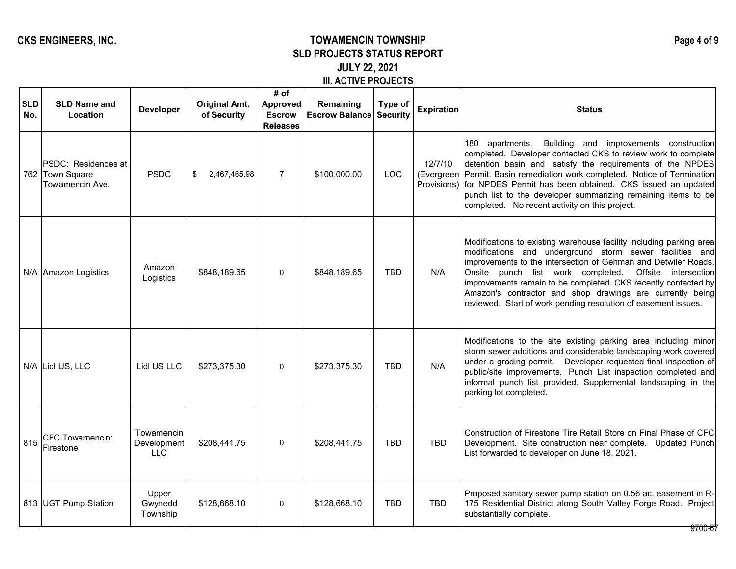**CKS ENGINEERS, INC.**

# TOWAMENCIN TOWNSHIP
## SLD PROJECTS STATUS REPORT
### JULY 22, 2021
### III. ACTIVE PROJECTS

| SLD No. | SLD Name and Location | Developer | Original Amt. of Security | # of Approved Escrow Releases | Remaining Escrow Balance | Type of Security | Expiration | Status |
|---|---|---|---|---|---|---|---|---|
| 762 | PSDC: Residences at Town Square Towamencin Ave. | PSDC | $ 2,467,465.98 | 7 | $100,000.00 | LOC | 12/7/10 (Evergreen Provisions) | 180 apartments. Building and improvements construction completed. Developer contacted CKS to review work to complete detention basin and satisfy the requirements of the NPDES Permit. Basin remediation work completed. Notice of Termination for NPDES Permit has been obtained. CKS issued an updated punch list to the developer summarizing remaining items to be completed. No recent activity on this project. |
| N/A | Amazon Logistics | Amazon Logistics | $848,189.65 | 0 | $848,189.65 | TBD | N/A | Modifications to existing warehouse facility including parking area modifications and underground storm sewer facilities and improvements to the intersection of Gehman and Detwiler Roads. Onsite punch list work completed. Offsite intersection improvements remain to be completed. CKS recently contacted by Amazon's contractor and shop drawings are currently being reviewed. Start of work pending resolution of easement issues. |
| N/A | Lidl US, LLC | Lidl US LLC | $273,375.30 | 0 | $273,375.30 | TBD | N/A | Modifications to the site existing parking area including minor storm sewer additions and considerable landscaping work covered under a grading permit. Developer requested final inspection of public/site improvements. Punch List inspection completed and informal punch list provided. Supplemental landscaping in the parking lot completed. |
| 815 | CFC Towamencin: Firestone | Towamencin Development LLC | $208,441.75 | 0 | $208,441.75 | TBD | TBD | Construction of Firestone Tire Retail Store on Final Phase of CFC Development. Site construction near complete. Updated Punch List forwarded to developer on June 18, 2021. |
| 813 | UGT Pump Station | Upper Gwynedd Township | $128,668.10 | 0 | $128,668.10 | TBD | TBD | Proposed sanitary sewer pump station on 0.56 ac. easement in R-175 Residential District along South Valley Forge Road. Project substantially complete. |

9700-67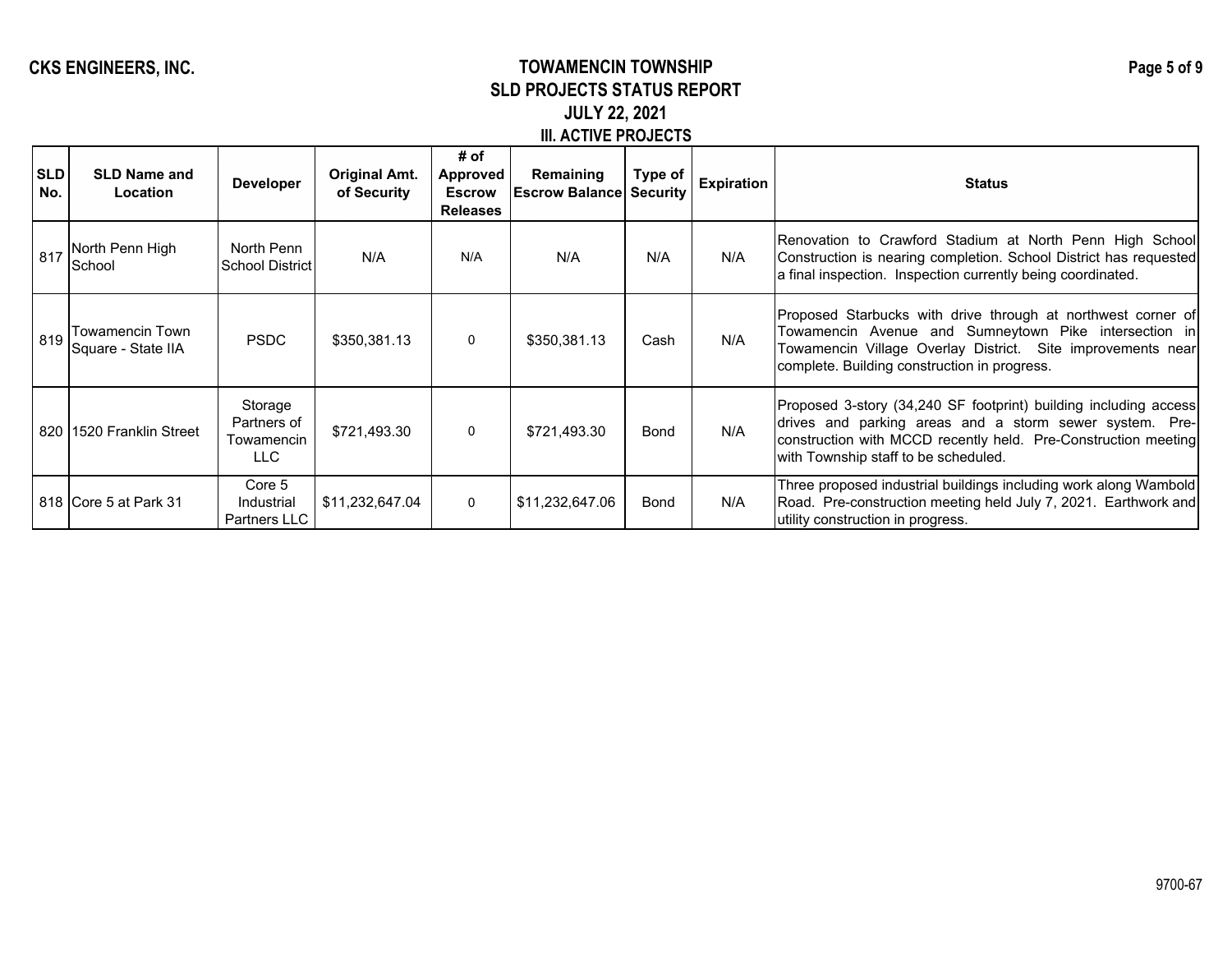**CKS ENGINEERS, INC.**

# TOWAMENCIN TOWNSHIP
## SLD PROJECTS STATUS REPORT
## JULY 22, 2021
### III. ACTIVE PROJECTS

| SLD No. | SLD Name and Location | Developer | Original Amt. of Security | # of Approved Escrow Releases | Remaining Escrow Balance | Type of Security | Expiration | Status |
|---|---|---|---|---|---|---|---|---|
| 817 | North Penn High School | North Penn School District | N/A | N/A | N/A | N/A | N/A | Renovation to Crawford Stadium at North Penn High School Construction is nearing completion. School District has requested a final inspection. Inspection currently being coordinated. |
| 819 | Towamencin Town Square - State IIA | PSDC | $350,381.13 | 0 | $350,381.13 | Cash | N/A | Proposed Starbucks with drive through at northwest corner of Towamencin Avenue and Sumneytown Pike intersection in Towamencin Village Overlay District. Site improvements near complete. Building construction in progress. |
| 820 | 1520 Franklin Street | Storage Partners of Towamencin LLC | $721,493.30 | 0 | $721,493.30 | Bond | N/A | Proposed 3-story (34,240 SF footprint) building including access drives and parking areas and a storm sewer system. Pre-construction with MCCD recently held. Pre-Construction meeting with Township staff to be scheduled. |
| 818 | Core 5 at Park 31 | Core 5 Industrial Partners LLC | $11,232,647.04 | 0 | $11,232,647.06 | Bond | N/A | Three proposed industrial buildings including work along Wambold Road. Pre-construction meeting held July 7, 2021. Earthwork and utility construction in progress. |

9700-67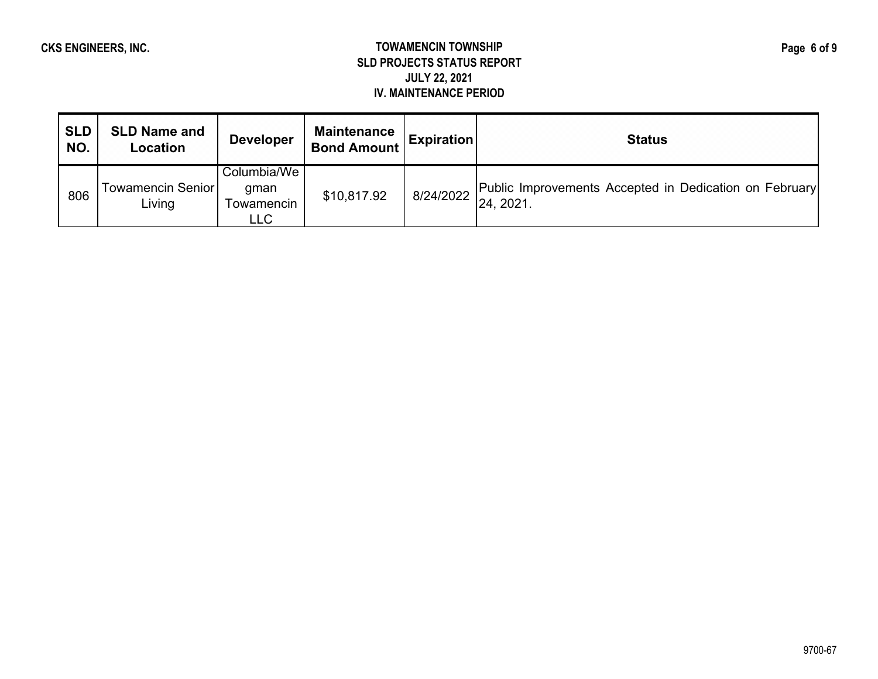**CKS ENGINEERS, INC.**

# TOWAMENCIN TOWNSHIP
## SLD PROJECTS STATUS REPORT
### JULY 22, 2021
### IV. MAINTENANCE PERIOD

| SLD NO. | SLD Name and Location | Developer | Maintenance Bond Amount | Expiration | Status |
|---|---|---|---|---|---|
| 806 | Towamencin Senior Living | Columbia/Wegman Towamencin LLC | $10,817.92 | 8/24/2022 | Public Improvements Accepted in Dedication on February 24, 2021. |

9700-67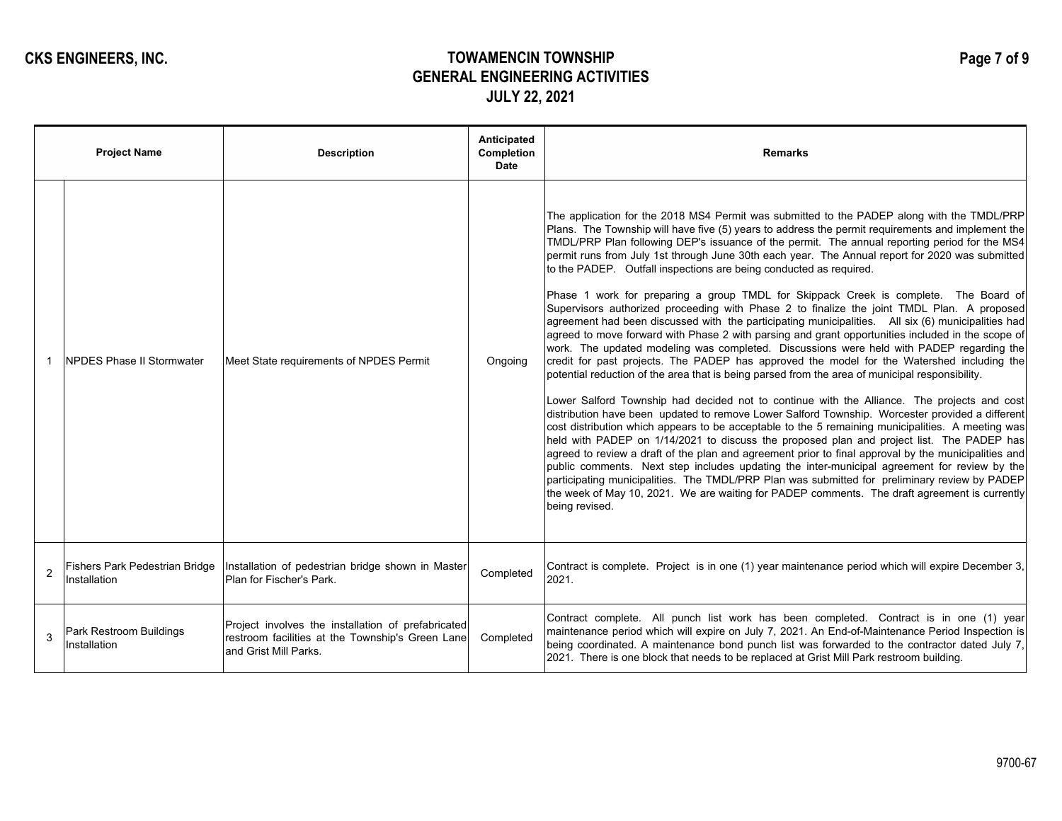CKS ENGINEERS, INC.

# TOWAMENCIN TOWNSHIP
## GENERAL ENGINEERING ACTIVITIES
## JULY 22, 2021

| | Project Name | Description | Anticipated Completion Date | Remarks |
|---|---|---|---|---|
| 1 | NPDES Phase II Stormwater | Meet State requirements of NPDES Permit | Ongoing | The application for the 2018 MS4 Permit was submitted to the PADEP along with the TMDL/PRP Plans. The Township will have five (5) years to address the permit requirements and implement the TMDL/PRP Plan following DEP's issuance of the permit. The annual reporting period for the MS4 permit runs from July 1st through June 30th each year. The Annual report for 2020 was submitted to the PADEP. Outfall inspections are being conducted as required.<br><br>Phase 1 work for preparing a group TMDL for Skippack Creek is complete. The Board of Supervisors authorized proceeding with Phase 2 to finalize the joint TMDL Plan. A proposed agreement had been discussed with the participating municipalities. All six (6) municipalities had agreed to move forward with Phase 2 with parsing and grant opportunities included in the scope of work. The updated modeling was completed. Discussions were held with PADEP regarding the credit for past projects. The PADEP has approved the model for the Watershed including the potential reduction of the area that is being parsed from the area of municipal responsibility.<br><br>Lower Salford Township had decided not to continue with the Alliance. The projects and cost distribution have been updated to remove Lower Salford Township. Worcester provided a different cost distribution which appears to be acceptable to the 5 remaining municipalities. A meeting was held with PADEP on 1/14/2021 to discuss the proposed plan and project list. The PADEP has agreed to review a draft of the plan and agreement prior to final approval by the municipalities and public comments. Next step includes updating the inter-municipal agreement for review by the participating municipalities. The TMDL/PRP Plan was submitted for preliminary review by PADEP the week of May 10, 2021. We are waiting for PADEP comments. The draft agreement is currently being revised. |
| 2 | Fishers Park Pedestrian Bridge Installation | Installation of pedestrian bridge shown in Master Plan for Fischer's Park. | Completed | Contract is complete. Project is in one (1) year maintenance period which will expire December 3, 2021. |
| 3 | Park Restroom Buildings Installation | Project involves the installation of prefabricated restroom facilities at the Township's Green Lane and Grist Mill Parks. | Completed | Contract complete. All punch list work has been completed. Contract is in one (1) year maintenance period which will expire on July 7, 2021. An End-of-Maintenance Period Inspection is being coordinated. A maintenance bond punch list was forwarded to the contractor dated July 7, 2021. There is one block that needs to be replaced at Grist Mill Park restroom building. |

9700-67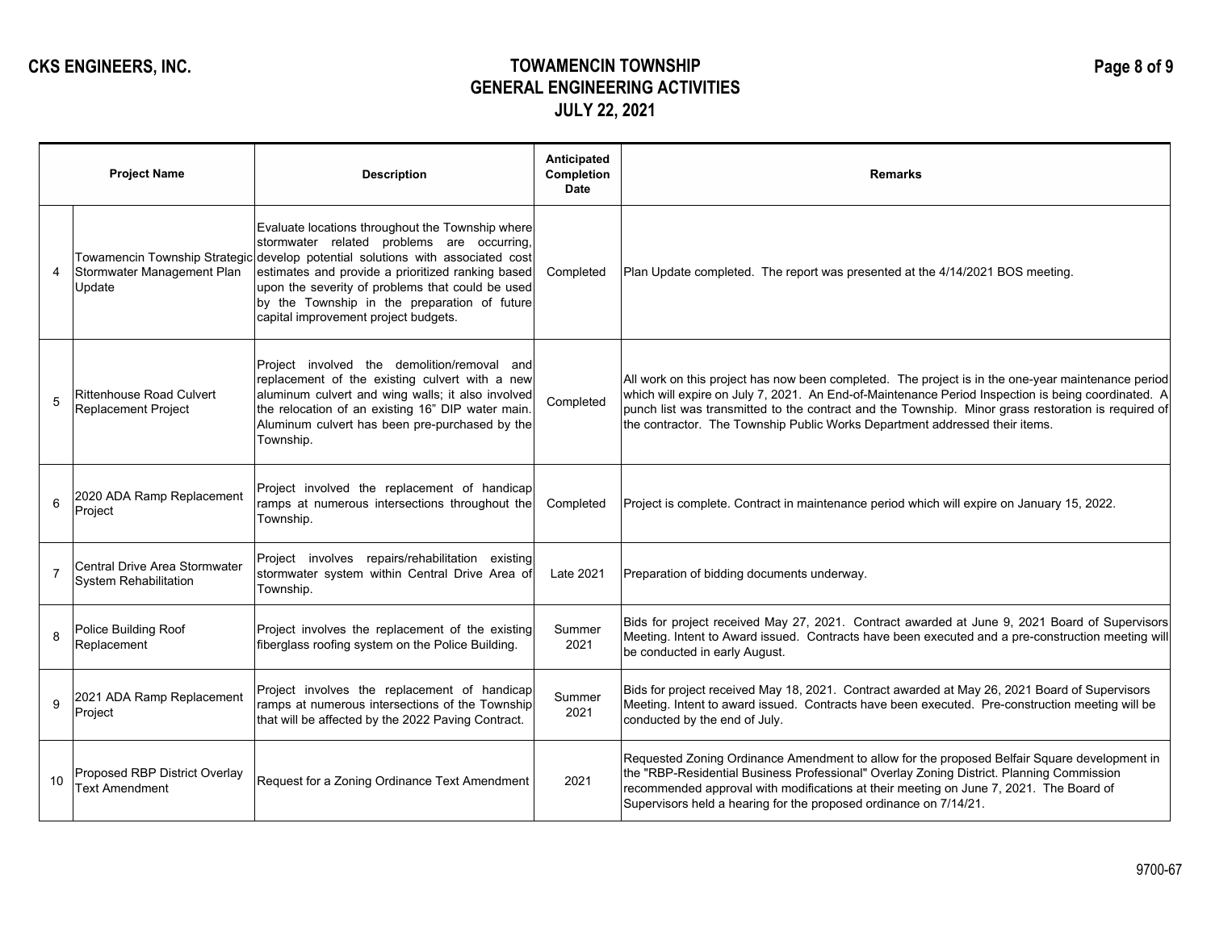**CKS ENGINEERS, INC.**

# TOWAMENCIN TOWNSHIP
## GENERAL ENGINEERING ACTIVITIES
### JULY 22, 2021

| | Project Name | Description | Anticipated Completion Date | Remarks |
|---|---|---|---|---|
| 4 | Towamencin Township Strategic Stormwater Management Plan Update | Evaluate locations throughout the Township where stormwater related problems are occurring, develop potential solutions with associated cost estimates and provide a prioritized ranking based upon the severity of problems that could be used by the Township in the preparation of future capital improvement project budgets. | Completed | Plan Update completed. The report was presented at the 4/14/2021 BOS meeting. |
| 5 | Rittenhouse Road Culvert Replacement Project | Project involved the demolition/removal and replacement of the existing culvert with a new aluminum culvert and wing walls; it also involved the relocation of an existing 16" DIP water main. Aluminum culvert has been pre-purchased by the Township. | Completed | All work on this project has now been completed. The project is in the one-year maintenance period which will expire on July 7, 2021. An End-of-Maintenance Period Inspection is being coordinated. A punch list was transmitted to the contract and the Township. Minor grass restoration is required of the contractor. The Township Public Works Department addressed their items. |
| 6 | 2020 ADA Ramp Replacement Project | Project involved the replacement of handicap ramps at numerous intersections throughout the Township. | Completed | Project is complete. Contract in maintenance period which will expire on January 15, 2022. |
| 7 | Central Drive Area Stormwater System Rehabilitation | Project involves repairs/rehabilitation existing stormwater system within Central Drive Area of Township. | Late 2021 | Preparation of bidding documents underway. |
| 8 | Police Building Roof Replacement | Project involves the replacement of the existing fiberglass roofing system on the Police Building. | Summer 2021 | Bids for project received May 27, 2021. Contract awarded at June 9, 2021 Board of Supervisors Meeting. Intent to Award issued. Contracts have been executed and a pre-construction meeting will be conducted in early August. |
| 9 | 2021 ADA Ramp Replacement Project | Project involves the replacement of handicap ramps at numerous intersections of the Township that will be affected by the 2022 Paving Contract. | Summer 2021 | Bids for project received May 18, 2021. Contract awarded at May 26, 2021 Board of Supervisors Meeting. Intent to award issued. Contracts have been executed. Pre-construction meeting will be conducted by the end of July. |
| 10 | Proposed RBP District Overlay Text Amendment | Request for a Zoning Ordinance Text Amendment | 2021 | Requested Zoning Ordinance Amendment to allow for the proposed Belfair Square development in the "RBP-Residential Business Professional" Overlay Zoning District. Planning Commission recommended approval with modifications at their meeting on June 7, 2021. The Board of Supervisors held a hearing for the proposed ordinance on 7/14/21. |

9700-67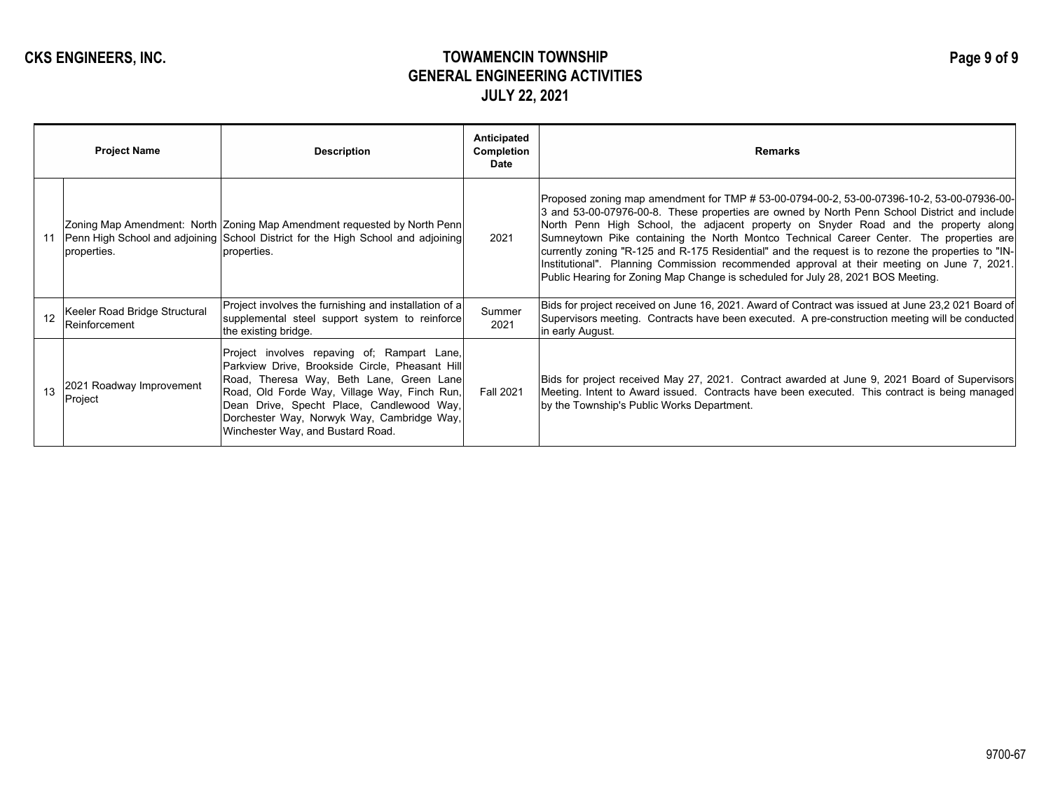| | Project Name | Description | Anticipated Completion Date | Remarks |
|---|---|---|---|---|
| 11 | Zoning Map Amendment: North Penn High School and adjoining properties. | Zoning Map Amendment requested by North Penn School District for the High School and adjoining properties. | 2021 | Proposed zoning map amendment for TMP # 53-00-0794-00-2, 53-00-07396-10-2, 53-00-07936-00-3 and 53-00-07976-00-8. These properties are owned by North Penn School District and include North Penn High School, the adjacent property on Snyder Road and the property along Sumneytown Pike containing the North Montco Technical Career Center. The properties are currently zoning "R-125 and R-175 Residential" and the request is to rezone the properties to "IN-Institutional". Planning Commission recommended approval at their meeting on June 7, 2021. Public Hearing for Zoning Map Change is scheduled for July 28, 2021 BOS Meeting. |
| 12 | Keeler Road Bridge Structural Reinforcement | Project involves the furnishing and installation of a supplemental steel support system to reinforce the existing bridge. | Summer 2021 | Bids for project received on June 16, 2021. Award of Contract was issued at June 23,2 021 Board of Supervisors meeting. Contracts have been executed. A pre-construction meeting will be conducted in early August. |
| 13 | 2021 Roadway Improvement Project | Project involves repaving of; Rampart Lane, Parkview Drive, Brookside Circle, Pheasant Hill Road, Theresa Way, Beth Lane, Green Lane Road, Old Forde Way, Village Way, Finch Run, Dean Drive, Specht Place, Candlewood Way, Dorchester Way, Norwyk Way, Cambridge Way, Winchester Way, and Bustard Road. | Fall 2021 | Bids for project received May 27, 2021. Contract awarded at June 9, 2021 Board of Supervisors Meeting. Intent to Award issued. Contracts have been executed. This contract is being managed by the Township's Public Works Department. |

9700-67